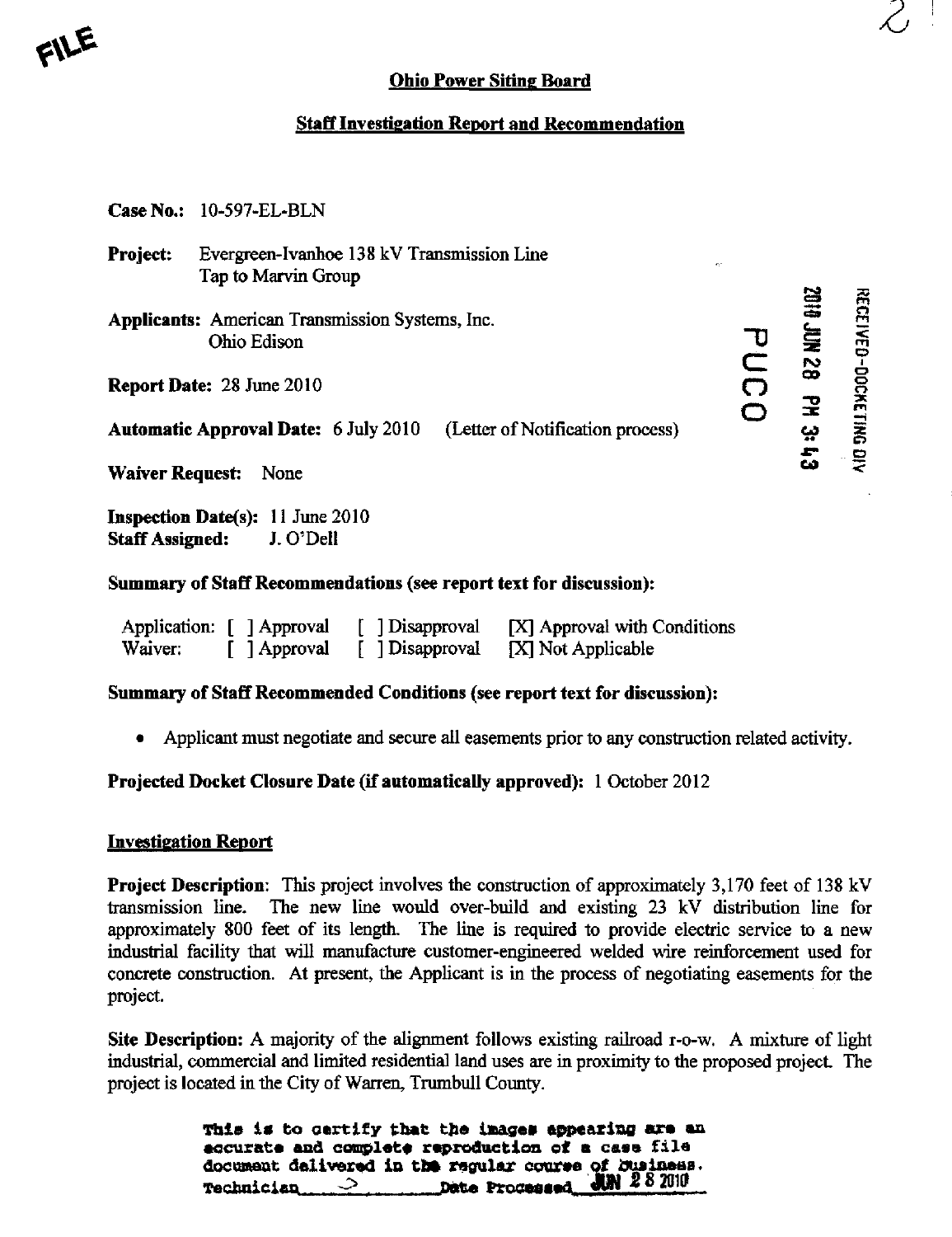FILE

## Ohio Power Siting Board

## Staff Investigation Report and Recommendation

**Case No.:** 10-597-EL-BLN

**Project:** Evergreen-Ivanhoe 138 kV Transmission Line Tap to Marvin Group

**Applicants:** American Transmission Systems, Inc.
Ohio Edison

**Report Date:** 28 June 2010

**Automatic Approval Date:** 6 July 2010 (Letter of Notification process)

**Waiver Request:** None

**Inspection Date(s):** 11 June 2010
**Staff Assigned:** J. O'Dell

PUCO

RECEIVED-DOCKETING DIV
2010 JUN 28 PM 3:43

**Summary of Staff Recommendations (see report text for discussion):**

| | | | |
|---|---|---|---|
| Application: | [ ] Approval | [ ] Disapproval | [X] Approval with Conditions |
| Waiver: | [ ] Approval | [ ] Disapproval | [X] Not Applicable |

**Summary of Staff Recommended Conditions (see report text for discussion):**

- Applicant must negotiate and secure all easements prior to any construction related activity.

**Projected Docket Closure Date (if automatically approved):** 1 October 2012

### Investigation Report

**Project Description**: This project involves the construction of approximately 3,170 feet of 138 kV transmission line. The new line would over-build and existing 23 kV distribution line for approximately 800 feet of its length. The line is required to provide electric service to a new industrial facility that will manufacture customer-engineered welded wire reinforcement used for concrete construction. At present, the Applicant is in the process of negotiating easements for the project.

**Site Description:** A majority of the alignment follows existing railroad r-o-w. A mixture of light industrial, commercial and limited residential land uses are in proximity to the proposed project. The project is located in the City of Warren, Trumbull County.

This is to certify that the images appearing are an accurate and complete reproduction of a case file document delivered in the regular course of business.
Technician ___ Date Processed JUN 28 2010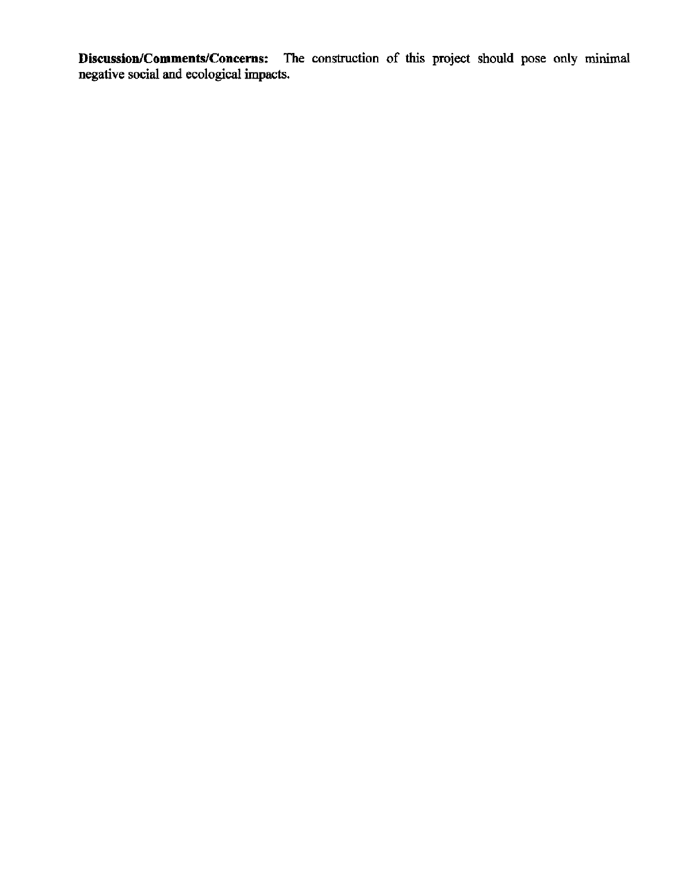**Discussion/Comments/Concerns:** The construction of this project should pose only minimal negative social and ecological impacts.